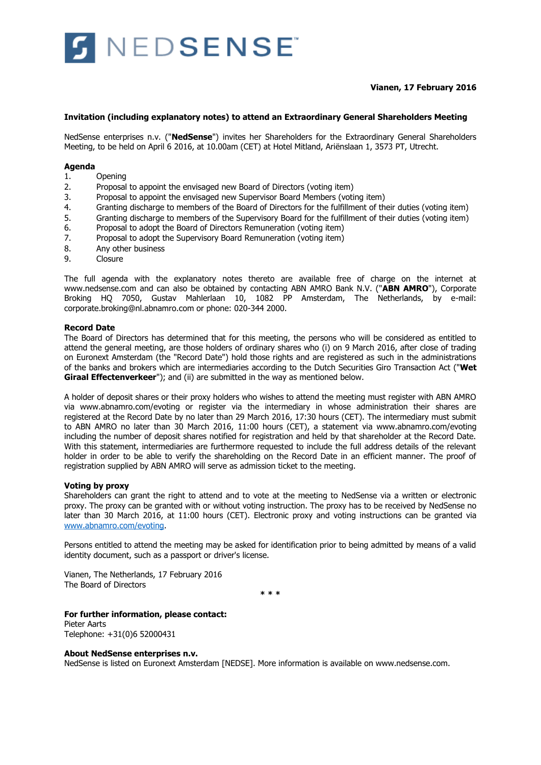NEDSENSE

**Vianen, 17 February 2016**

**Invitation (including explanatory notes) to attend an Extraordinary General Shareholders Meeting**

NedSense enterprises n.v. ("**NedSense**") invites her Shareholders for the Extraordinary General Shareholders Meeting, to be held on April 6 2016, at 10.00am (CET) at Hotel Mitland, Ariënslaan 1, 3573 PT, Utrecht.

**Agenda**

1. Opening
2. Proposal to appoint the envisaged new Board of Directors (voting item)
3. Proposal to appoint the envisaged new Supervisor Board Members (voting item)
4. Granting discharge to members of the Board of Directors for the fulfillment of their duties (voting item)
5. Granting discharge to members of the Supervisory Board for the fulfillment of their duties (voting item)
6. Proposal to adopt the Board of Directors Remuneration (voting item)
7. Proposal to adopt the Supervisory Board Remuneration (voting item)
8. Any other business
9. Closure

The full agenda with the explanatory notes thereto are available free of charge on the internet at www.nedsense.com and can also be obtained by contacting ABN AMRO Bank N.V. ("**ABN AMRO**"), Corporate Broking HQ 7050, Gustav Mahlerlaan 10, 1082 PP Amsterdam, The Netherlands, by e-mail: corporate.broking@nl.abnamro.com or phone: 020-344 2000.

**Record Date**

The Board of Directors has determined that for this meeting, the persons who will be considered as entitled to attend the general meeting, are those holders of ordinary shares who (i) on 9 March 2016, after close of trading on Euronext Amsterdam (the "Record Date") hold those rights and are registered as such in the administrations of the banks and brokers which are intermediaries according to the Dutch Securities Giro Transaction Act ("**Wet Giraal Effectenverkeer**"); and (ii) are submitted in the way as mentioned below.

A holder of deposit shares or their proxy holders who wishes to attend the meeting must register with ABN AMRO via www.abnamro.com/evoting or register via the intermediary in whose administration their shares are registered at the Record Date by no later than 29 March 2016, 17:30 hours (CET). The intermediary must submit to ABN AMRO no later than 30 March 2016, 11:00 hours (CET), a statement via www.abnamro.com/evoting including the number of deposit shares notified for registration and held by that shareholder at the Record Date. With this statement, intermediaries are furthermore requested to include the full address details of the relevant holder in order to be able to verify the shareholding on the Record Date in an efficient manner. The proof of registration supplied by ABN AMRO will serve as admission ticket to the meeting.

**Voting by proxy**

Shareholders can grant the right to attend and to vote at the meeting to NedSense via a written or electronic proxy. The proxy can be granted with or without voting instruction. The proxy has to be received by NedSense no later than 30 March 2016, at 11:00 hours (CET). Electronic proxy and voting instructions can be granted via www.abnamro.com/evoting.

Persons entitled to attend the meeting may be asked for identification prior to being admitted by means of a valid identity document, such as a passport or driver's license.

Vianen, The Netherlands, 17 February 2016
The Board of Directors

\* \* \*

**For further information, please contact:**
Pieter Aarts
Telephone: +31(0)6 52000431

**About NedSense enterprises n.v.**

NedSense is listed on Euronext Amsterdam [NEDSE]. More information is available on www.nedsense.com.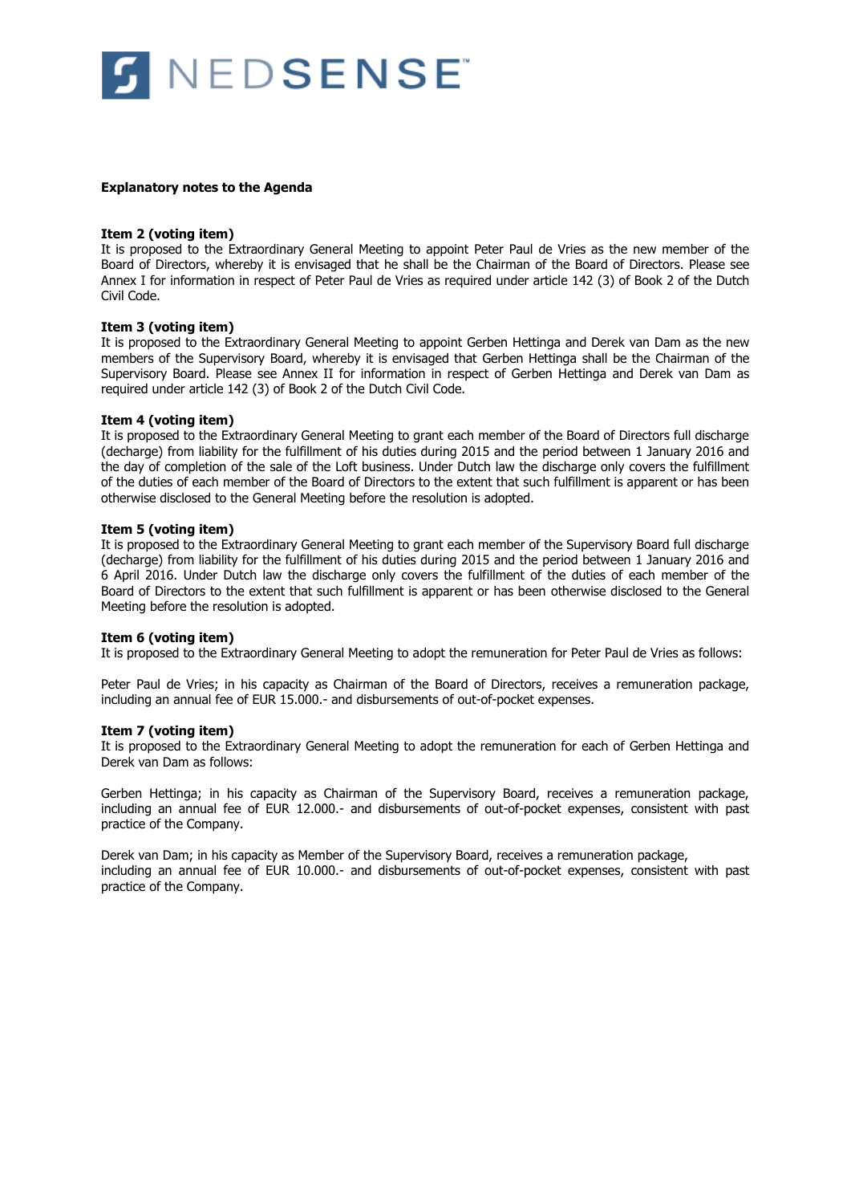**Explanatory notes to the Agenda**

**Item 2 (voting item)**
It is proposed to the Extraordinary General Meeting to appoint Peter Paul de Vries as the new member of the Board of Directors, whereby it is envisaged that he shall be the Chairman of the Board of Directors. Please see Annex I for information in respect of Peter Paul de Vries as required under article 142 (3) of Book 2 of the Dutch Civil Code.

**Item 3 (voting item)**
It is proposed to the Extraordinary General Meeting to appoint Gerben Hettinga and Derek van Dam as the new members of the Supervisory Board, whereby it is envisaged that Gerben Hettinga shall be the Chairman of the Supervisory Board. Please see Annex II for information in respect of Gerben Hettinga and Derek van Dam as required under article 142 (3) of Book 2 of the Dutch Civil Code.

**Item 4 (voting item)**
It is proposed to the Extraordinary General Meeting to grant each member of the Board of Directors full discharge (decharge) from liability for the fulfillment of his duties during 2015 and the period between 1 January 2016 and the day of completion of the sale of the Loft business. Under Dutch law the discharge only covers the fulfillment of the duties of each member of the Board of Directors to the extent that such fulfillment is apparent or has been otherwise disclosed to the General Meeting before the resolution is adopted.

**Item 5 (voting item)**
It is proposed to the Extraordinary General Meeting to grant each member of the Supervisory Board full discharge (decharge) from liability for the fulfillment of his duties during 2015 and the period between 1 January 2016 and 6 April 2016. Under Dutch law the discharge only covers the fulfillment of the duties of each member of the Board of Directors to the extent that such fulfillment is apparent or has been otherwise disclosed to the General Meeting before the resolution is adopted.

**Item 6 (voting item)**
It is proposed to the Extraordinary General Meeting to adopt the remuneration for Peter Paul de Vries as follows:

Peter Paul de Vries; in his capacity as Chairman of the Board of Directors, receives a remuneration package, including an annual fee of EUR 15.000.- and disbursements of out-of-pocket expenses.

**Item 7 (voting item)**
It is proposed to the Extraordinary General Meeting to adopt the remuneration for each of Gerben Hettinga and Derek van Dam as follows:

Gerben Hettinga; in his capacity as Chairman of the Supervisory Board, receives a remuneration package, including an annual fee of EUR 12.000.- and disbursements of out-of-pocket expenses, consistent with past practice of the Company.

Derek van Dam; in his capacity as Member of the Supervisory Board, receives a remuneration package, including an annual fee of EUR 10.000.- and disbursements of out-of-pocket expenses, consistent with past practice of the Company.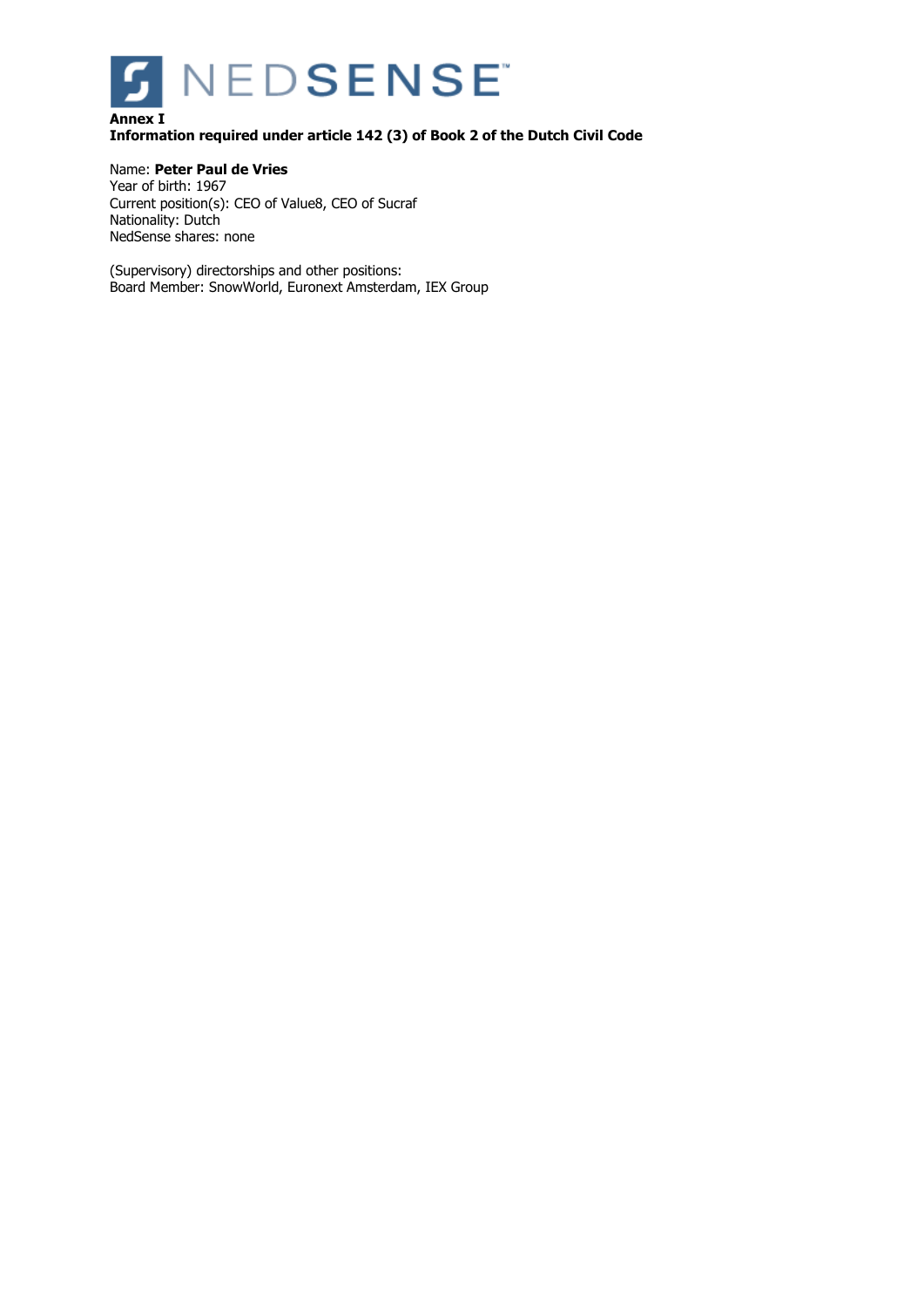**Annex I**
**Information required under article 142 (3) of Book 2 of the Dutch Civil Code**

Name: **Peter Paul de Vries**
Year of birth: 1967
Current position(s): CEO of Value8, CEO of Sucraf
Nationality: Dutch
NedSense shares: none

(Supervisory) directorships and other positions:
Board Member: SnowWorld, Euronext Amsterdam, IEX Group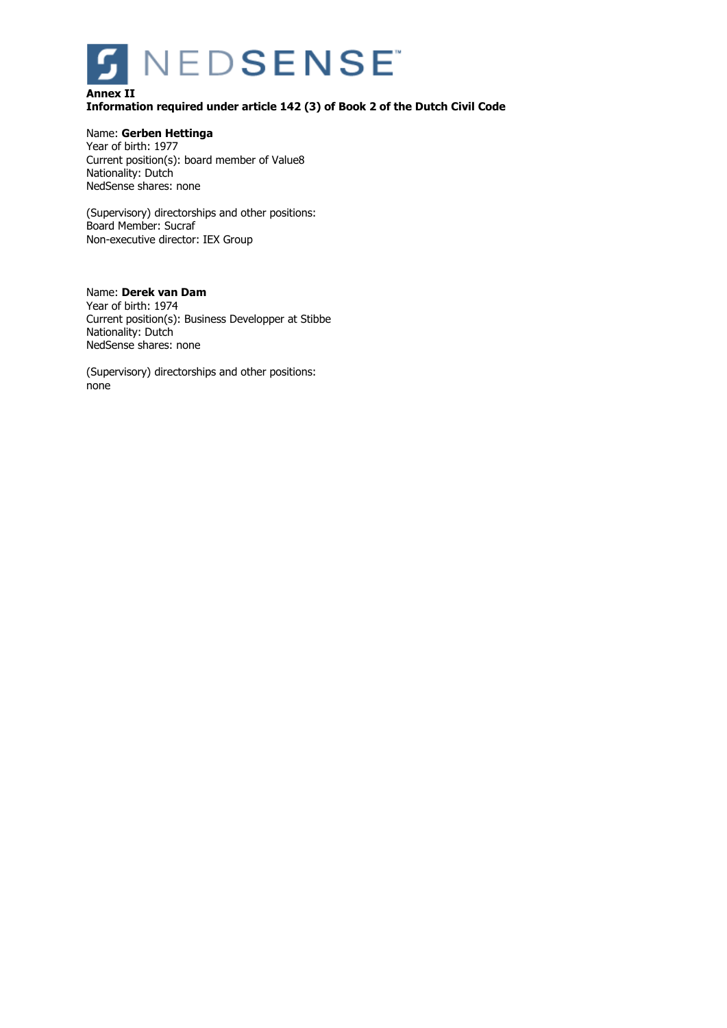**Annex II**
**Information required under article 142 (3) of Book 2 of the Dutch Civil Code**

Name: **Gerben Hettinga**
Year of birth: 1977
Current position(s): board member of Value8
Nationality: Dutch
NedSense shares: none

(Supervisory) directorships and other positions:
Board Member: Sucraf
Non-executive director: IEX Group

Name: **Derek van Dam**
Year of birth: 1974
Current position(s): Business Developper at Stibbe
Nationality: Dutch
NedSense shares: none

(Supervisory) directorships and other positions:
none